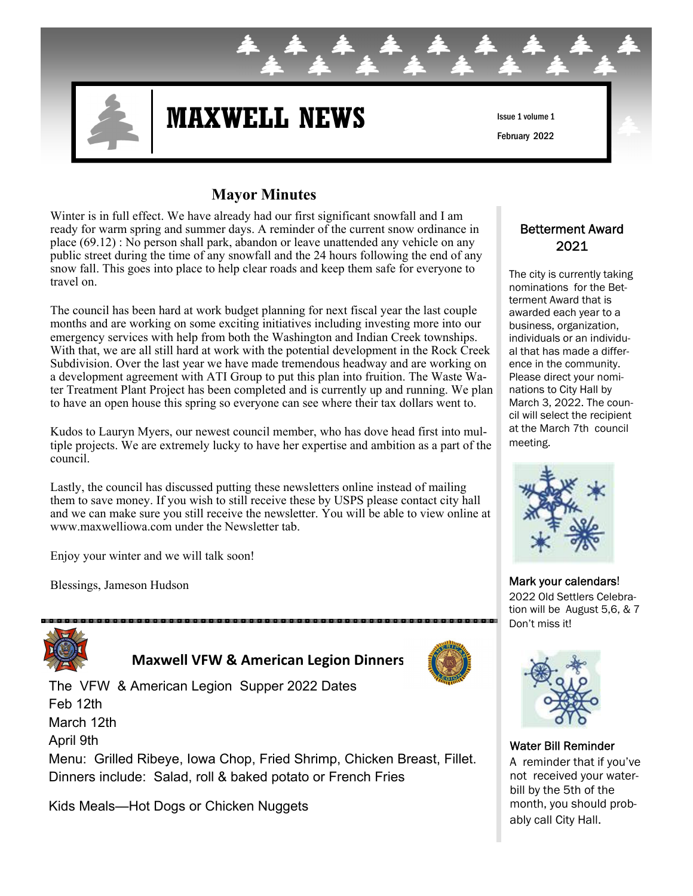# MAXWELL NEWS

Issue 1 volume 1

February 2022

## Mayor Minutes

Winter is in full effect. We have already had our first significant snowfall and I am ready for warm spring and summer days. A reminder of the current snow ordinance in place (69.12) : No person shall park, abandon or leave unattended any vehicle on any public street during the time of any snowfall and the 24 hours following the end of any snow fall. This goes into place to help clear roads and keep them safe for everyone to travel on.

The council has been hard at work budget planning for next fiscal year the last couple months and are working on some exciting initiatives including investing more into our emergency services with help from both the Washington and Indian Creek townships. With that, we are all still hard at work with the potential development in the Rock Creek Subdivision. Over the last year we have made tremendous headway and are working on a development agreement with ATI Group to put this plan into fruition. The Waste Water Treatment Plant Project has been completed and is currently up and running. We plan to have an open house this spring so everyone can see where their tax dollars went to.

Kudos to Lauryn Myers, our newest council member, who has dove head first into multiple projects. We are extremely lucky to have her expertise and ambition as a part of the council.

Lastly, the council has discussed putting these newsletters online instead of mailing them to save money. If you wish to still receive these by USPS please contact city hall and we can make sure you still receive the newsletter. You will be able to view online at www.maxwelliowa.com under the Newsletter tab.

Enjoy your winter and we will talk soon!

Blessings, Jameson Hudson

## Maxwell VFW & American Legion Dinners

The VFW & American Legion Supper 2022 Dates

Feb 12th

March 12th

April 9th

Menu: Grilled Ribeye, Iowa Chop, Fried Shrimp, Chicken Breast, Fillet.

Dinners include: Salad, roll & baked potato or French Fries

Kids Meals—Hot Dogs or Chicken Nuggets

## Betterment Award 2021

The city is currently taking nominations for the Betterment Award that is awarded each year to a business, organization, individuals or an individual that has made a difference in the community. Please direct your nominations to City Hall by March 3, 2022. The council will select the recipient at the March 7th council meeting.

**Mark your calendars!**

2022 Old Settlers Celebration will be August 5,6, & 7 Don't miss it!

**Water Bill Reminder**

A reminder that if you've not received your water-bill by the 5th of the month, you should probably call City Hall.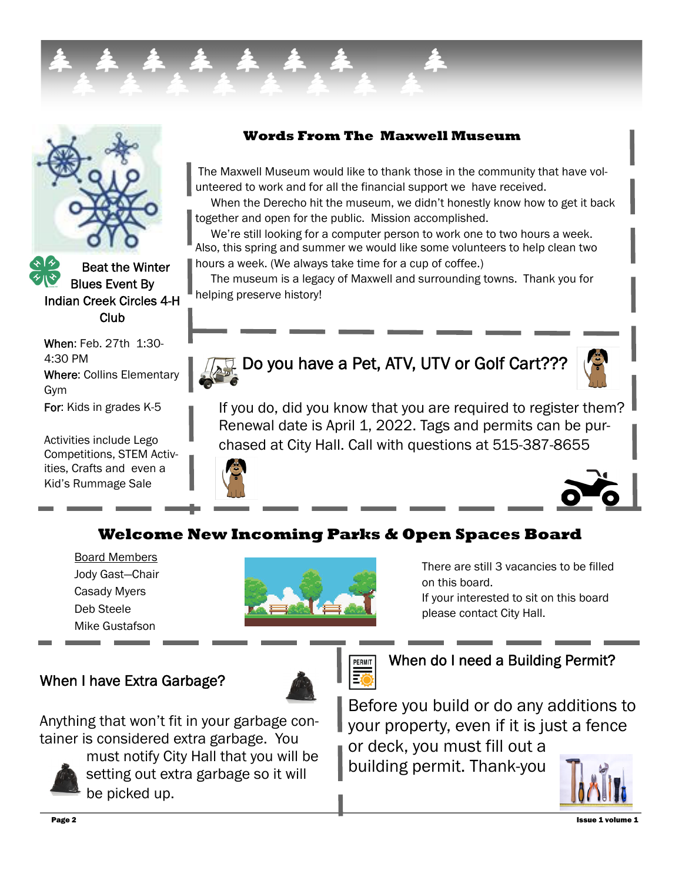## Beat the Winter Blues Event By Indian Creek Circles 4-H Club

**When**: Feb. 27th 1:30-4:30 PM
**Where**: Collins Elementary Gym
**For**: Kids in grades K-5

Activities include Lego Competitions, STEM Activities, Crafts and even a Kid's Rummage Sale

## Words From The Maxwell Museum

The Maxwell Museum would like to thank those in the community that have volunteered to work and for all the financial support we have received.

When the Derecho hit the museum, we didn't honestly know how to get it back together and open for the public. Mission accomplished.

We're still looking for a computer person to work one to two hours a week. Also, this spring and summer we would like some volunteers to help clean two hours a week. (We always take time for a cup of coffee.)

The museum is a legacy of Maxwell and surrounding towns. Thank you for helping preserve history!

## Do you have a Pet, ATV, UTV or Golf Cart???

If you do, did you know that you are required to register them? Renewal date is April 1, 2022. Tags and permits can be purchased at City Hall. Call with questions at 515-387-8655

## Welcome New Incoming Parks & Open Spaces Board

Board Members
Jody Gast—Chair
Casady Myers
Deb Steele
Mike Gustafson

There are still 3 vacancies to be filled on this board.
If your interested to sit on this board please contact City Hall.

## When I have Extra Garbage?

Anything that won't fit in your garbage container is considered extra garbage. You must notify City Hall that you will be setting out extra garbage so it will be picked up.

## When do I need a Building Permit?

Before you build or do any additions to your property, even if it is just a fence or deck, you must fill out a building permit. Thank-you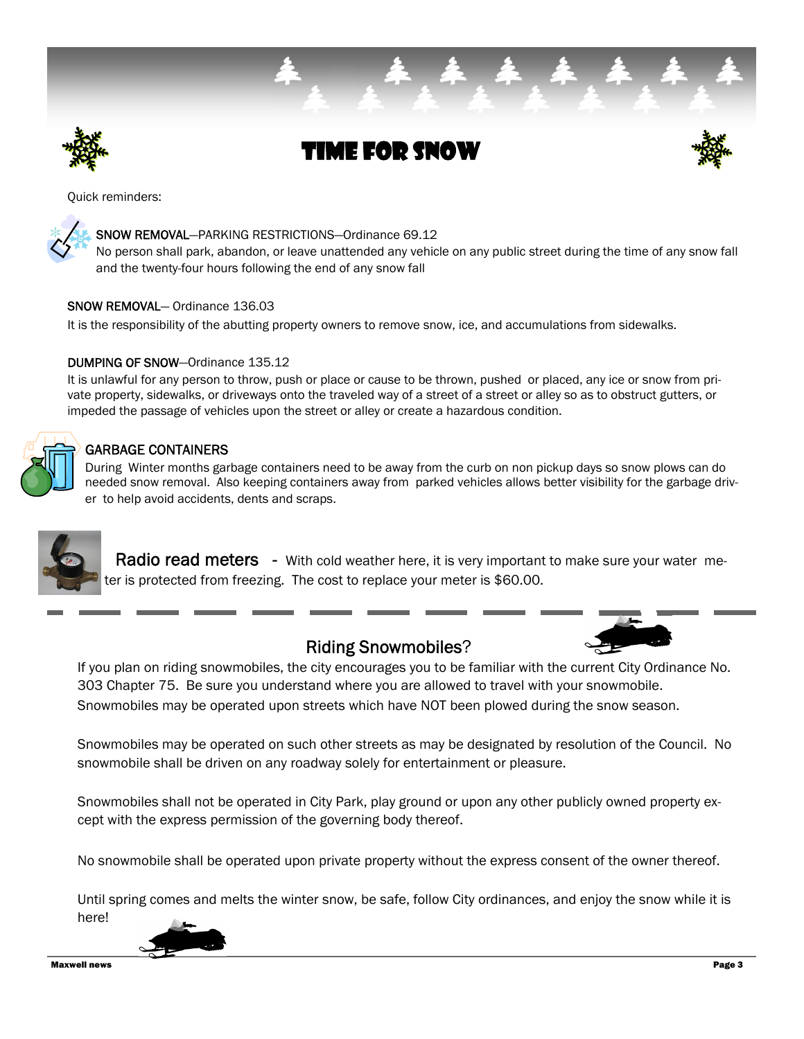# TIME FOR SNOW

Quick reminders:

SNOW REMOVAL—PARKING RESTRICTIONS—Ordinance 69.12
No person shall park, abandon, or leave unattended any vehicle on any public street during the time of any snow fall and the twenty-four hours following the end of any snow fall

SNOW REMOVAL— Ordinance 136.03
It is the responsibility of the abutting property owners to remove snow, ice, and accumulations from sidewalks.

DUMPING OF SNOW—Ordinance 135.12
It is unlawful for any person to throw, push or place or cause to be thrown, pushed or placed, any ice or snow from private property, sidewalks, or driveways onto the traveled way of a street of a street or alley so as to obstruct gutters, or impeded the passage of vehicles upon the street or alley or create a hazardous condition.

GARBAGE CONTAINERS
During Winter months garbage containers need to be away from the curb on non pickup days so snow plows can do needed snow removal. Also keeping containers away from parked vehicles allows better visibility for the garbage driver to help avoid accidents, dents and scraps.

**Radio read meters** - With cold weather here, it is very important to make sure your water meter is protected from freezing. The cost to replace your meter is $60.00.

---

## Riding Snowmobiles?

If you plan on riding snowmobiles, the city encourages you to be familiar with the current City Ordinance No. 303 Chapter 75. Be sure you understand where you are allowed to travel with your snowmobile. Snowmobiles may be operated upon streets which have NOT been plowed during the snow season.

Snowmobiles may be operated on such other streets as may be designated by resolution of the Council. No snowmobile shall be driven on any roadway solely for entertainment or pleasure.

Snowmobiles shall not be operated in City Park, play ground or upon any other publicly owned property except with the express permission of the governing body thereof.

No snowmobile shall be operated upon private property without the express consent of the owner thereof.

Until spring comes and melts the winter snow, be safe, follow City ordinances, and enjoy the snow while it is here!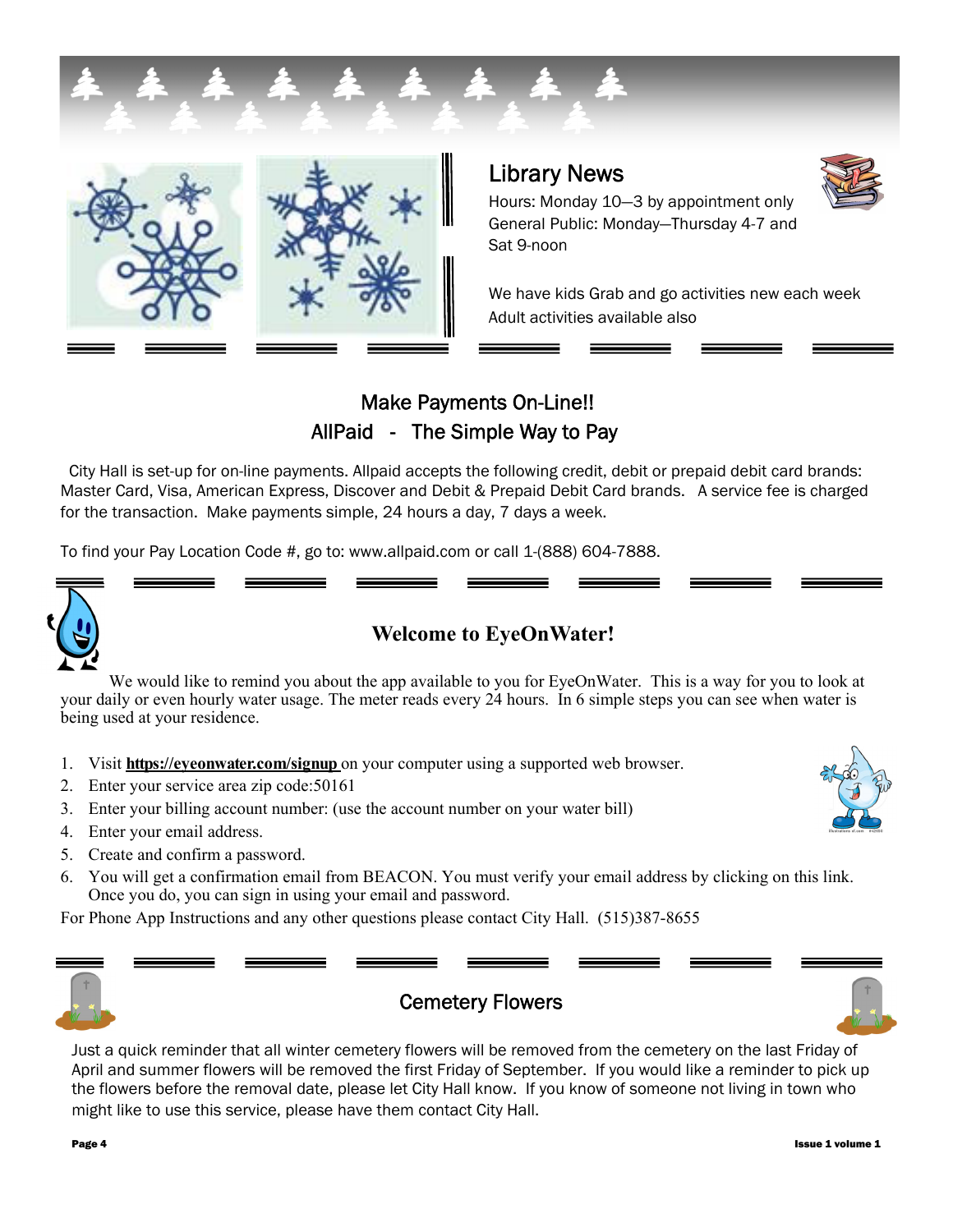## Library News

Hours: Monday 10—3 by appointment only
General Public: Monday—Thursday 4-7 and Sat 9-noon

We have kids Grab and go activities new each week
Adult activities available also

## Make Payments On-Line!!

## AllPaid - The Simple Way to Pay

City Hall is set-up for on-line payments. Allpaid accepts the following credit, debit or prepaid debit card brands: Master Card, Visa, American Express, Discover and Debit & Prepaid Debit Card brands. A service fee is charged for the transaction. Make payments simple, 24 hours a day, 7 days a week.

To find your Pay Location Code #, go to: www.allpaid.com or call 1-(888) 604-7888.

## Welcome to EyeOnWater!

We would like to remind you about the app available to you for EyeOnWater. This is a way for you to look at your daily or even hourly water usage. The meter reads every 24 hours. In 6 simple steps you can see when water is being used at your residence.

1. Visit **https://eyeonwater.com/signup** on your computer using a supported web browser.
2. Enter your service area zip code:50161
3. Enter your billing account number: (use the account number on your water bill)
4. Enter your email address.
5. Create and confirm a password.
6. You will get a confirmation email from BEACON. You must verify your email address by clicking on this link. Once you do, you can sign in using your email and password.

For Phone App Instructions and any other questions please contact City Hall. (515)387-8655

## Cemetery Flowers

Just a quick reminder that all winter cemetery flowers will be removed from the cemetery on the last Friday of April and summer flowers will be removed the first Friday of September. If you would like a reminder to pick up the flowers before the removal date, please let City Hall know. If you know of someone not living in town who might like to use this service, please have them contact City Hall.